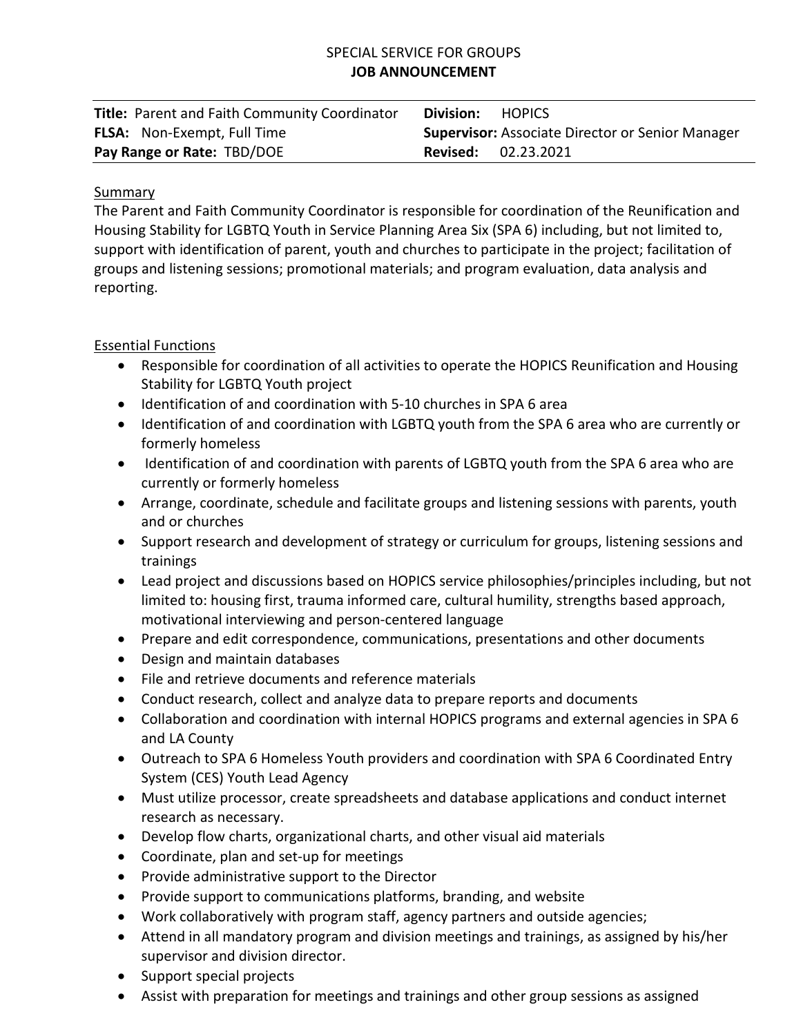SPECIAL SERVICE FOR GROUPS

**JOB ANNOUNCEMENT**

| **Title:** Parent and Faith Community Coordinator | **Division:** HOPICS |
|---|---|
| **FLSA:** Non-Exempt, Full Time | **Supervisor:** Associate Director or Senior Manager |
| **Pay Range or Rate:** TBD/DOE | **Revised:** 02.23.2021 |

## Summary

The Parent and Faith Community Coordinator is responsible for coordination of the Reunification and Housing Stability for LGBTQ Youth in Service Planning Area Six (SPA 6) including, but not limited to, support with identification of parent, youth and churches to participate in the project; facilitation of groups and listening sessions; promotional materials; and program evaluation, data analysis and reporting.

## Essential Functions

- Responsible for coordination of all activities to operate the HOPICS Reunification and Housing Stability for LGBTQ Youth project
- Identification of and coordination with 5-10 churches in SPA 6 area
- Identification of and coordination with LGBTQ youth from the SPA 6 area who are currently or formerly homeless
- Identification of and coordination with parents of LGBTQ youth from the SPA 6 area who are currently or formerly homeless
- Arrange, coordinate, schedule and facilitate groups and listening sessions with parents, youth and or churches
- Support research and development of strategy or curriculum for groups, listening sessions and trainings
- Lead project and discussions based on HOPICS service philosophies/principles including, but not limited to: housing first, trauma informed care, cultural humility, strengths based approach, motivational interviewing and person-centered language
- Prepare and edit correspondence, communications, presentations and other documents
- Design and maintain databases
- File and retrieve documents and reference materials
- Conduct research, collect and analyze data to prepare reports and documents
- Collaboration and coordination with internal HOPICS programs and external agencies in SPA 6 and LA County
- Outreach to SPA 6 Homeless Youth providers and coordination with SPA 6 Coordinated Entry System (CES) Youth Lead Agency
- Must utilize processor, create spreadsheets and database applications and conduct internet research as necessary.
- Develop flow charts, organizational charts, and other visual aid materials
- Coordinate, plan and set-up for meetings
- Provide administrative support to the Director
- Provide support to communications platforms, branding, and website
- Work collaboratively with program staff, agency partners and outside agencies;
- Attend in all mandatory program and division meetings and trainings, as assigned by his/her supervisor and division director.
- Support special projects
- Assist with preparation for meetings and trainings and other group sessions as assigned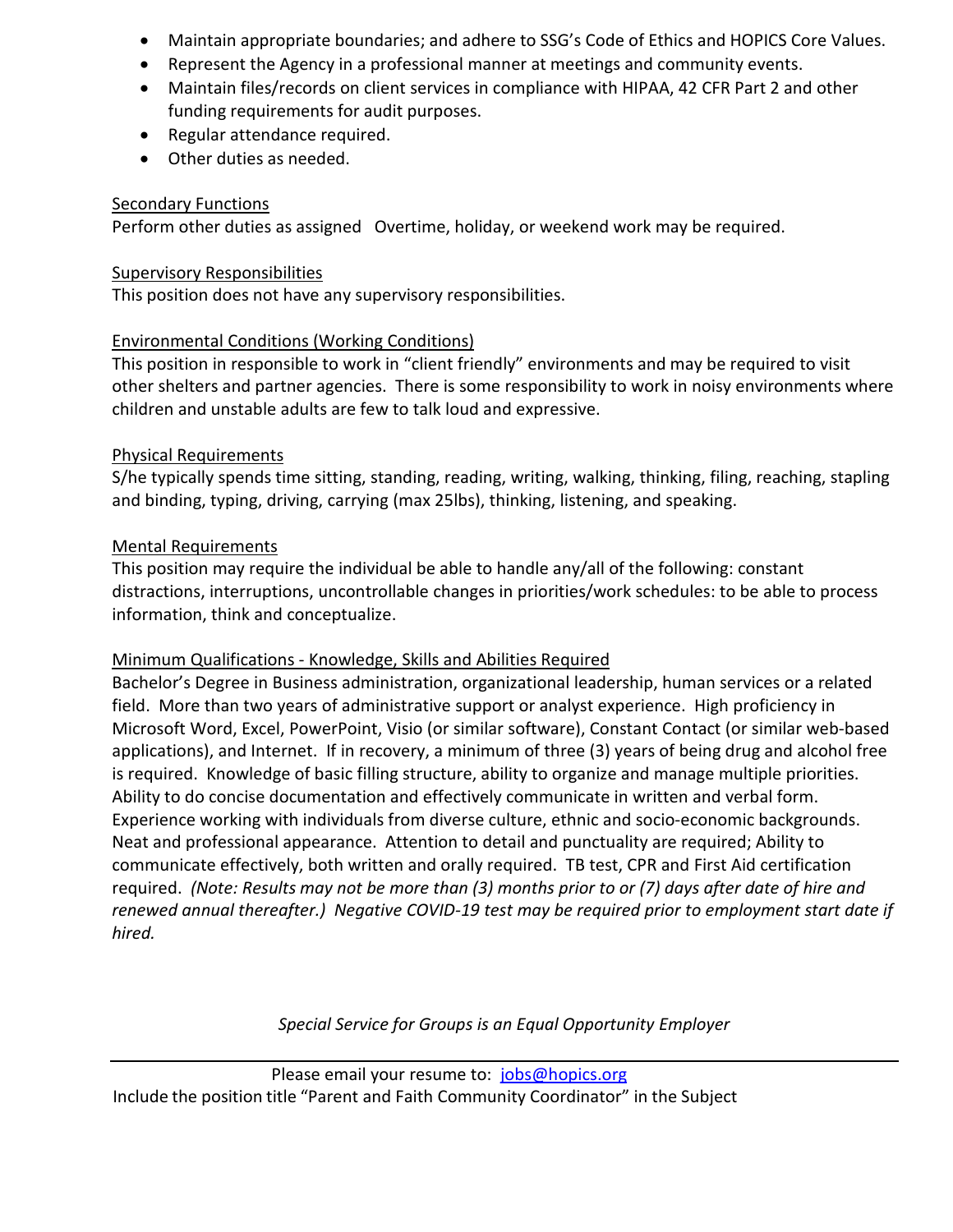- Maintain appropriate boundaries; and adhere to SSG's Code of Ethics and HOPICS Core Values.
- Represent the Agency in a professional manner at meetings and community events.
- Maintain files/records on client services in compliance with HIPAA, 42 CFR Part 2 and other funding requirements for audit purposes.
- Regular attendance required.
- Other duties as needed.

Secondary Functions

Perform other duties as assigned Overtime, holiday, or weekend work may be required.

Supervisory Responsibilities

This position does not have any supervisory responsibilities.

Environmental Conditions (Working Conditions)

This position in responsible to work in "client friendly" environments and may be required to visit other shelters and partner agencies. There is some responsibility to work in noisy environments where children and unstable adults are few to talk loud and expressive.

Physical Requirements

S/he typically spends time sitting, standing, reading, writing, walking, thinking, filing, reaching, stapling and binding, typing, driving, carrying (max 25lbs), thinking, listening, and speaking.

Mental Requirements

This position may require the individual be able to handle any/all of the following: constant distractions, interruptions, uncontrollable changes in priorities/work schedules: to be able to process information, think and conceptualize.

Minimum Qualifications - Knowledge, Skills and Abilities Required

Bachelor's Degree in Business administration, organizational leadership, human services or a related field. More than two years of administrative support or analyst experience. High proficiency in Microsoft Word, Excel, PowerPoint, Visio (or similar software), Constant Contact (or similar web-based applications), and Internet. If in recovery, a minimum of three (3) years of being drug and alcohol free is required. Knowledge of basic filling structure, ability to organize and manage multiple priorities. Ability to do concise documentation and effectively communicate in written and verbal form. Experience working with individuals from diverse culture, ethnic and socio-economic backgrounds. Neat and professional appearance. Attention to detail and punctuality are required; Ability to communicate effectively, both written and orally required. TB test, CPR and First Aid certification required. *(Note: Results may not be more than (3) months prior to or (7) days after date of hire and renewed annual thereafter.) Negative COVID-19 test may be required prior to employment start date if hired.*

*Special Service for Groups is an Equal Opportunity Employer*

---

Please email your resume to: jobs@hopics.org

Include the position title "Parent and Faith Community Coordinator" in the Subject